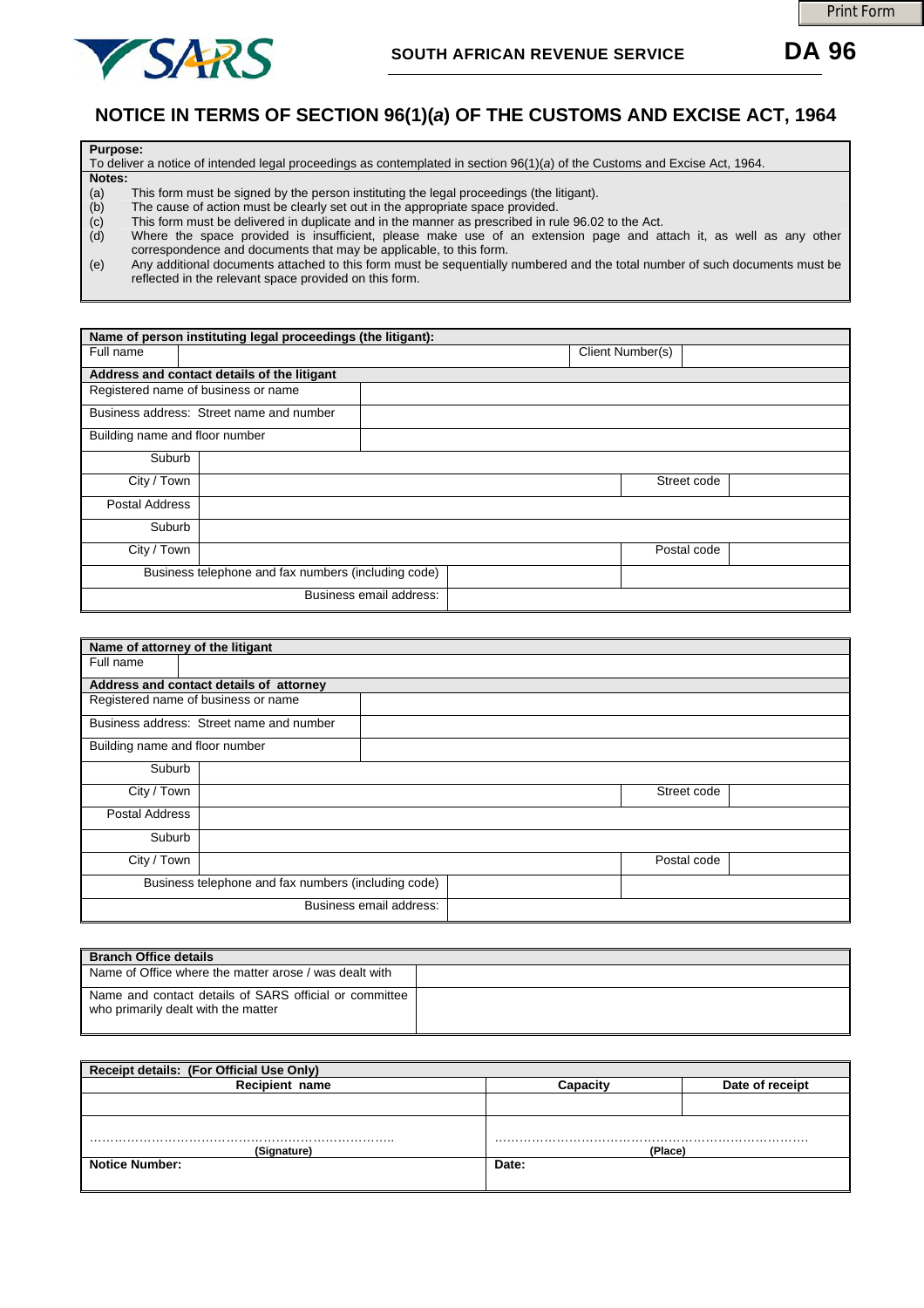SOUTH AFRICAN REVENUE SERVICE

# DA 96

## NOTICE IN TERMS OF SECTION 96(1)(*a*) OF THE CUSTOMS AND EXCISE ACT, 1964

**Purpose:**
To deliver a notice of intended legal proceedings as contemplated in section 96(1)(a) of the Customs and Excise Act, 1964.

**Notes:**

(a) This form must be signed by the person instituting the legal proceedings (the litigant).
(b) The cause of action must be clearly set out in the appropriate space provided.
(c) This form must be delivered in duplicate and in the manner as prescribed in rule 96.02 to the Act.
(d) Where the space provided is insufficient, please make use of an extension page and attach it, as well as any other correspondence and documents that may be applicable, to this form.
(e) Any additional documents attached to this form must be sequentially numbered and the total number of such documents must be reflected in the relevant space provided on this form.

| **Name of person instituting legal proceedings (the litigant):** | | | |
|---|---|---|---|
| Full name | | Client Number(s) | |
| **Address and contact details of the litigant** | | | |
| Registered name of business or name | | | |
| Business address: Street name and number | | | |
| Building name and floor number | | | |
| Suburb | | | |
| City / Town | | Street code | |
| Postal Address | | | |
| Suburb | | | |
| City / Town | | Postal code | |
| Business telephone and fax numbers (including code) | | | |
| Business email address: | | | |

| **Name of attorney of the litigant** | | | |
|---|---|---|---|
| Full name | | | |
| **Address and contact details of attorney** | | | |
| Registered name of business or name | | | |
| Business address: Street name and number | | | |
| Building name and floor number | | | |
| Suburb | | | |
| City / Town | | Street code | |
| Postal Address | | | |
| Suburb | | | |
| City / Town | | Postal code | |
| Business telephone and fax numbers (including code) | | | |
| Business email address: | | | |

| **Branch Office details** | |
|---|---|
| Name of Office where the matter arose / was dealt with | |
| Name and contact details of SARS official or committee who primarily dealt with the matter | |

| **Receipt details: (For Official Use Only)** | | |
|---|---|---|
| **Recipient name** | **Capacity** | **Date of receipt** |
| | | |
| ……………………………………………………………….. **(Signature)** | ………………………………………………………………… **(Place)** | |
| **Notice Number:** | **Date:** | |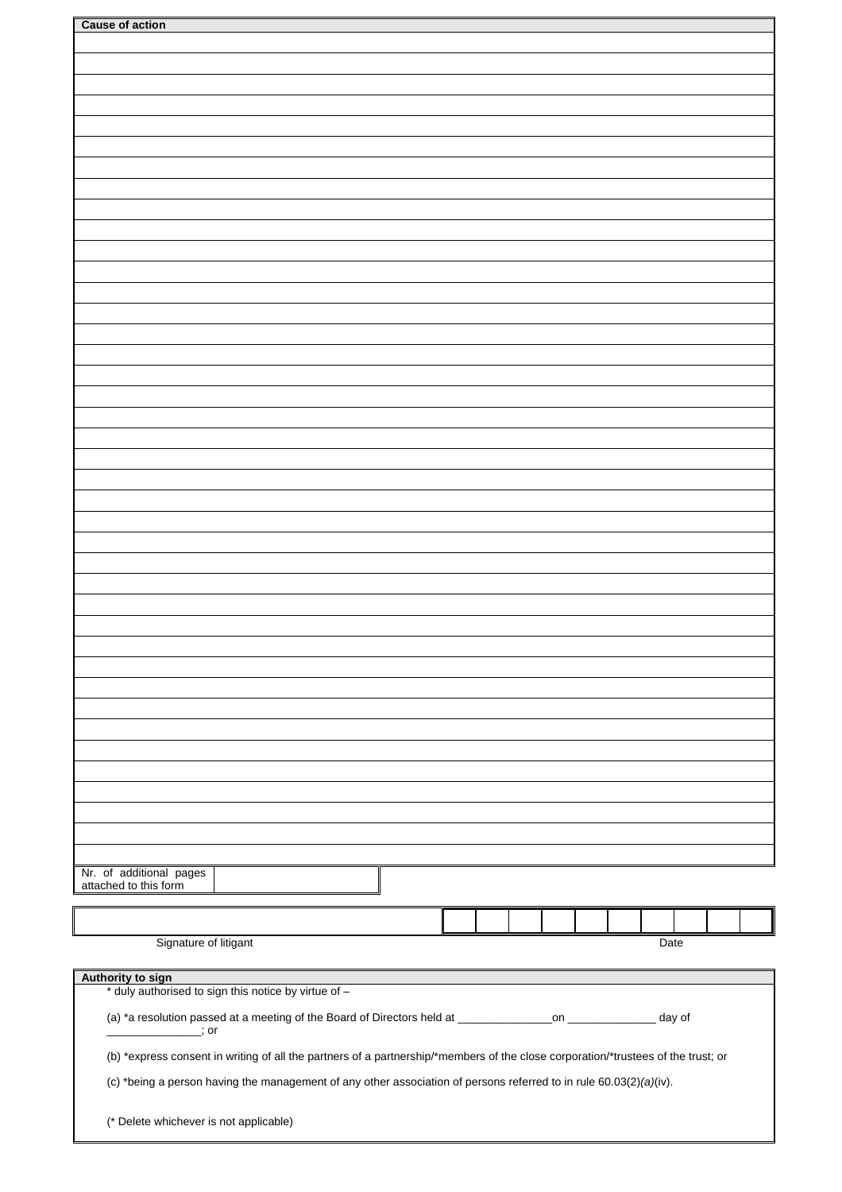**Cause of action**

| |
|---|
| |
| |
| |
| |
| |
| |
| |
| |
| |
| |
| |
| |
| |
| |
| |
| |
| |
| |
| |
| |
| |
| |
| |
| |
| |
| |
| |
| |
| |
| |
| |
| |
| |
| |
| |
| |
| |
| |
| |
| |
| |

| Nr. of additional pages attached to this form | |
|---|---|

| | | | | | | | | | | | |
|---|---|---|---|---|---|---|---|---|---|---|---|
| Signature of litigant | | | | | | | | Date | | | |

**Authority to sign**

* duly authorised to sign this notice by virtue of –

(a) *a resolution passed at a meeting of the Board of Directors held at _______________on ______________ day of _______________; or

(b) *express consent in writing of all the partners of a partnership/*members of the close corporation/*trustees of the trust; or

(c) *being a person having the management of any other association of persons referred to in rule 60.03(2)*(a)*(iv).

(* Delete whichever is not applicable)